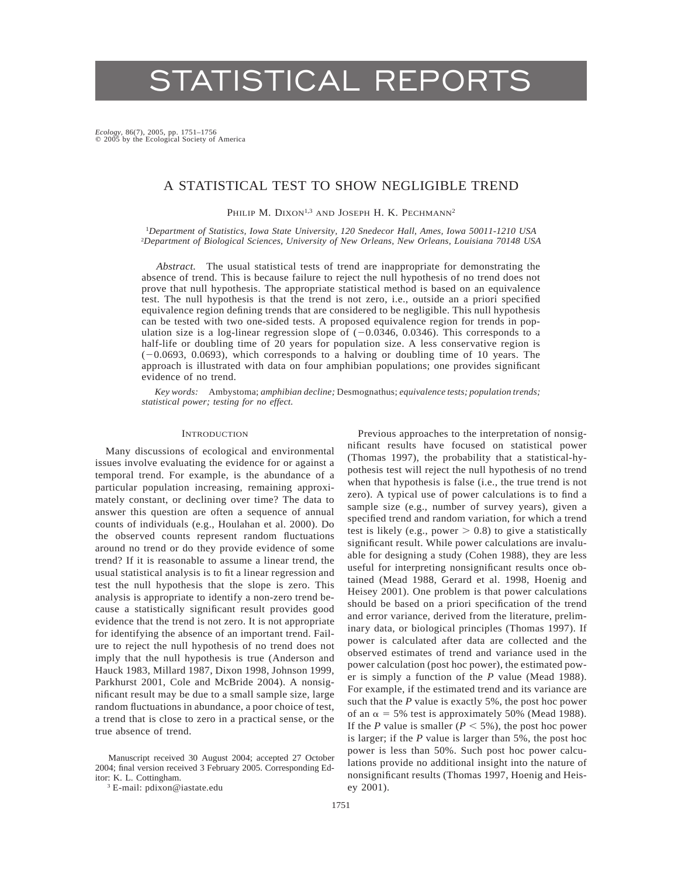# STATISTICAL REPORTS

## A STATISTICAL TEST TO SHOW NEGLIGIBLE TREND

Philip M. Dixon[1,3] and Joseph H. K. Pechmann[2]

[1]*Department of Statistics, Iowa State University, 120 Snedecor Hall, Ames, Iowa 50011-1210 USA*
[2]*Department of Biological Sciences, University of New Orleans, New Orleans, Louisiana 70148 USA*

*Abstract.* The usual statistical tests of trend are inappropriate for demonstrating the absence of trend. This is because failure to reject the null hypothesis of no trend does not prove that null hypothesis. The appropriate statistical method is based on an equivalence test. The null hypothesis is that the trend is not zero, i.e., outside an a priori specified equivalence region defining trends that are considered to be negligible. This null hypothesis can be tested with two one-sided tests. A proposed equivalence region for trends in population size is a log-linear regression slope of (−0.0346, 0.0346). This corresponds to a half-life or doubling time of 20 years for population size. A less conservative region is (−0.0693, 0.0693), which corresponds to a halving or doubling time of 10 years. The approach is illustrated with data on four amphibian populations; one provides significant evidence of no trend.

*Key words:* Ambystoma; *amphibian decline;* Desmognathus; *equivalence tests; population trends; statistical power; testing for no effect.*

### Introduction

Many discussions of ecological and environmental issues involve evaluating the evidence for or against a temporal trend. For example, is the abundance of a particular population increasing, remaining approximately constant, or declining over time? The data to answer this question are often a sequence of annual counts of individuals (e.g., Houlahan et al. 2000). Do the observed counts represent random fluctuations around no trend or do they provide evidence of some trend? If it is reasonable to assume a linear trend, the usual statistical analysis is to fit a linear regression and test the null hypothesis that the slope is zero. This analysis is appropriate to identify a non-zero trend because a statistically significant result provides good evidence that the trend is not zero. It is not appropriate for identifying the absence of an important trend. Failure to reject the null hypothesis of no trend does not imply that the null hypothesis is true (Anderson and Hauck 1983, Millard 1987, Dixon 1998, Johnson 1999, Parkhurst 2001, Cole and McBride 2004). A nonsignificant result may be due to a small sample size, large random fluctuations in abundance, a poor choice of test, a trend that is close to zero in a practical sense, or the true absence of trend.

Previous approaches to the interpretation of nonsignificant results have focused on statistical power (Thomas 1997), the probability that a statistical-hypothesis test will reject the null hypothesis of no trend when that hypothesis is false (i.e., the true trend is not zero). A typical use of power calculations is to find a sample size (e.g., number of survey years), given a specified trend and random variation, for which a trend test is likely (e.g., power $> 0.8$) to give a statistically significant result. While power calculations are invaluable for designing a study (Cohen 1988), they are less useful for interpreting nonsignificant results once obtained (Mead 1988, Gerard et al. 1998, Hoenig and Heisey 2001). One problem is that power calculations should be based on a priori specification of the trend and error variance, derived from the literature, preliminary data, or biological principles (Thomas 1997). If power is calculated after data are collected and the observed estimates of trend and variance used in the power calculation (post hoc power), the estimated power is simply a function of the *P* value (Mead 1988). For example, if the estimated trend and its variance are such that the *P* value is exactly 5%, the post hoc power of an $\alpha = 5\%$ test is approximately 50% (Mead 1988). If the *P* value is smaller ($P < 5\%$), the post hoc power is larger; if the *P* value is larger than 5%, the post hoc power is less than 50%. Such post hoc power calculations provide no additional insight into the nature of nonsignificant results (Thomas 1997, Hoenig and Heisey 2001).

Manuscript received 30 August 2004; accepted 27 October 2004; final version received 3 February 2005. Corresponding Editor: K. L. Cottingham.

[3] E-mail: pdixon@iastate.edu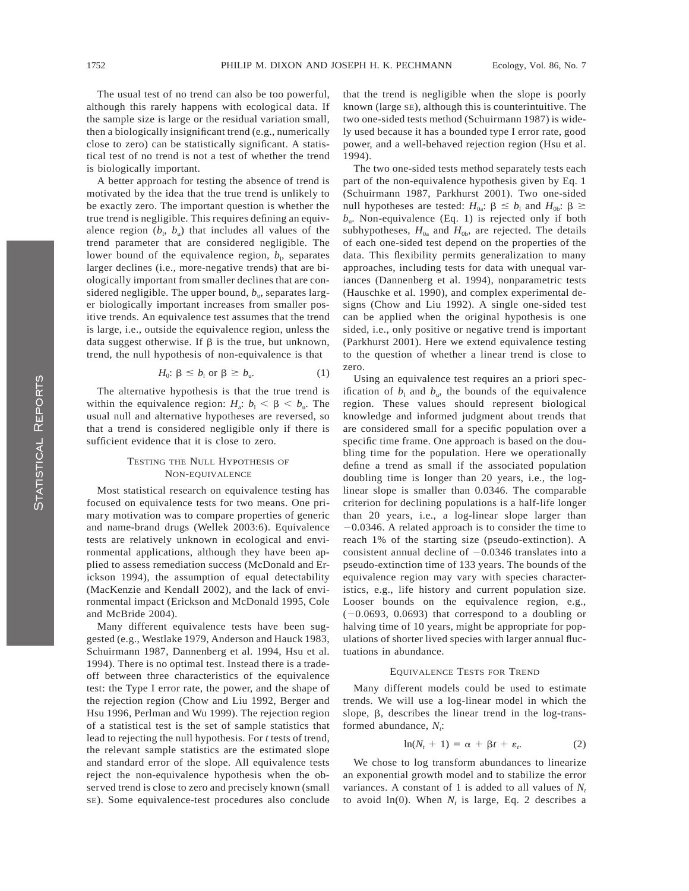The usual test of no trend can also be too powerful, although this rarely happens with ecological data. If the sample size is large or the residual variation small, then a biologically insignificant trend (e.g., numerically close to zero) can be statistically significant. A statistical test of no trend is not a test of whether the trend is biologically important.

A better approach for testing the absence of trend is motivated by the idea that the true trend is unlikely to be exactly zero. The important question is whether the true trend is negligible. This requires defining an equivalence region ($b_l$, $b_u$) that includes all values of the trend parameter that are considered negligible. The lower bound of the equivalence region, $b_l$, separates larger declines (i.e., more-negative trends) that are biologically important from smaller declines that are considered negligible. The upper bound, $b_u$, separates larger biologically important increases from smaller positive trends. An equivalence test assumes that the trend is large, i.e., outside the equivalence region, unless the data suggest otherwise. If $\beta$ is the true, but unknown, trend, the null hypothesis of non-equivalence is that

$$H_0\text{: } \beta \leq b_l \text{ or } \beta \geq b_u. \tag{1}$$

The alternative hypothesis is that the true trend is within the equivalence region: $H_a$: $b_l < \beta < b_u$. The usual null and alternative hypotheses are reversed, so that a trend is considered negligible only if there is sufficient evidence that it is close to zero.

## Testing the Null Hypothesis of Non-equivalence

Most statistical research on equivalence testing has focused on equivalence tests for two means. One primary motivation was to compare properties of generic and name-brand drugs (Wellek 2003:6). Equivalence tests are relatively unknown in ecological and environmental applications, although they have been applied to assess remediation success (McDonald and Erickson 1994), the assumption of equal detectability (MacKenzie and Kendall 2002), and the lack of environmental impact (Erickson and McDonald 1995, Cole and McBride 2004).

Many different equivalence tests have been suggested (e.g., Westlake 1979, Anderson and Hauck 1983, Schuirmann 1987, Dannenberg et al. 1994, Hsu et al. 1994). There is no optimal test. Instead there is a tradeoff between three characteristics of the equivalence test: the Type I error rate, the power, and the shape of the rejection region (Chow and Liu 1992, Berger and Hsu 1996, Perlman and Wu 1999). The rejection region of a statistical test is the set of sample statistics that lead to rejecting the null hypothesis. For *t* tests of trend, the relevant sample statistics are the estimated slope and standard error of the slope. All equivalence tests reject the non-equivalence hypothesis when the observed trend is close to zero and precisely known (small SE). Some equivalence-test procedures also conclude that the trend is negligible when the slope is poorly known (large SE), although this is counterintuitive. The two one-sided tests method (Schuirmann 1987) is widely used because it has a bounded type I error rate, good power, and a well-behaved rejection region (Hsu et al. 1994).

The two one-sided tests method separately tests each part of the non-equivalence hypothesis given by Eq. 1 (Schuirmann 1987, Parkhurst 2001). Two one-sided null hypotheses are tested: $H_{0a}$: $\beta \leq b_l$ and $H_{0b}$: $\beta \geq b_u$. Non-equivalence (Eq. 1) is rejected only if both subhypotheses, $H_{0a}$ and $H_{0b}$, are rejected. The details of each one-sided test depend on the properties of the data. This flexibility permits generalization to many approaches, including tests for data with unequal variances (Dannenberg et al. 1994), nonparametric tests (Hauschke et al. 1990), and complex experimental designs (Chow and Liu 1992). A single one-sided test can be applied when the original hypothesis is one sided, i.e., only positive or negative trend is important (Parkhurst 2001). Here we extend equivalence testing to the question of whether a linear trend is close to zero.

Using an equivalence test requires an a priori specification of $b_l$ and $b_u$, the bounds of the equivalence region. These values should represent biological knowledge and informed judgment about trends that are considered small for a specific population over a specific time frame. One approach is based on the doubling time for the population. Here we operationally define a trend as small if the associated population doubling time is longer than 20 years, i.e., the log-linear slope is smaller than 0.0346. The comparable criterion for declining populations is a half-life longer than 20 years, i.e., a log-linear slope larger than −0.0346. A related approach is to consider the time to reach 1% of the starting size (pseudo-extinction). A consistent annual decline of −0.0346 translates into a pseudo-extinction time of 133 years. The bounds of the equivalence region may vary with species characteristics, e.g., life history and current population size. Looser bounds on the equivalence region, e.g., (−0.0693, 0.0693) that correspond to a doubling or halving time of 10 years, might be appropriate for populations of shorter lived species with larger annual fluctuations in abundance.

## Equivalence Tests for Trend

Many different models could be used to estimate trends. We will use a log-linear model in which the slope, $\beta$, describes the linear trend in the log-transformed abundance, $N_t$:

$$\ln(N_t + 1) = \alpha + \beta t + \varepsilon_t. \tag{2}$$

We chose to log transform abundances to linearize an exponential growth model and to stabilize the error variances. A constant of 1 is added to all values of $N_t$ to avoid ln(0). When $N_t$ is large, Eq. 2 describes a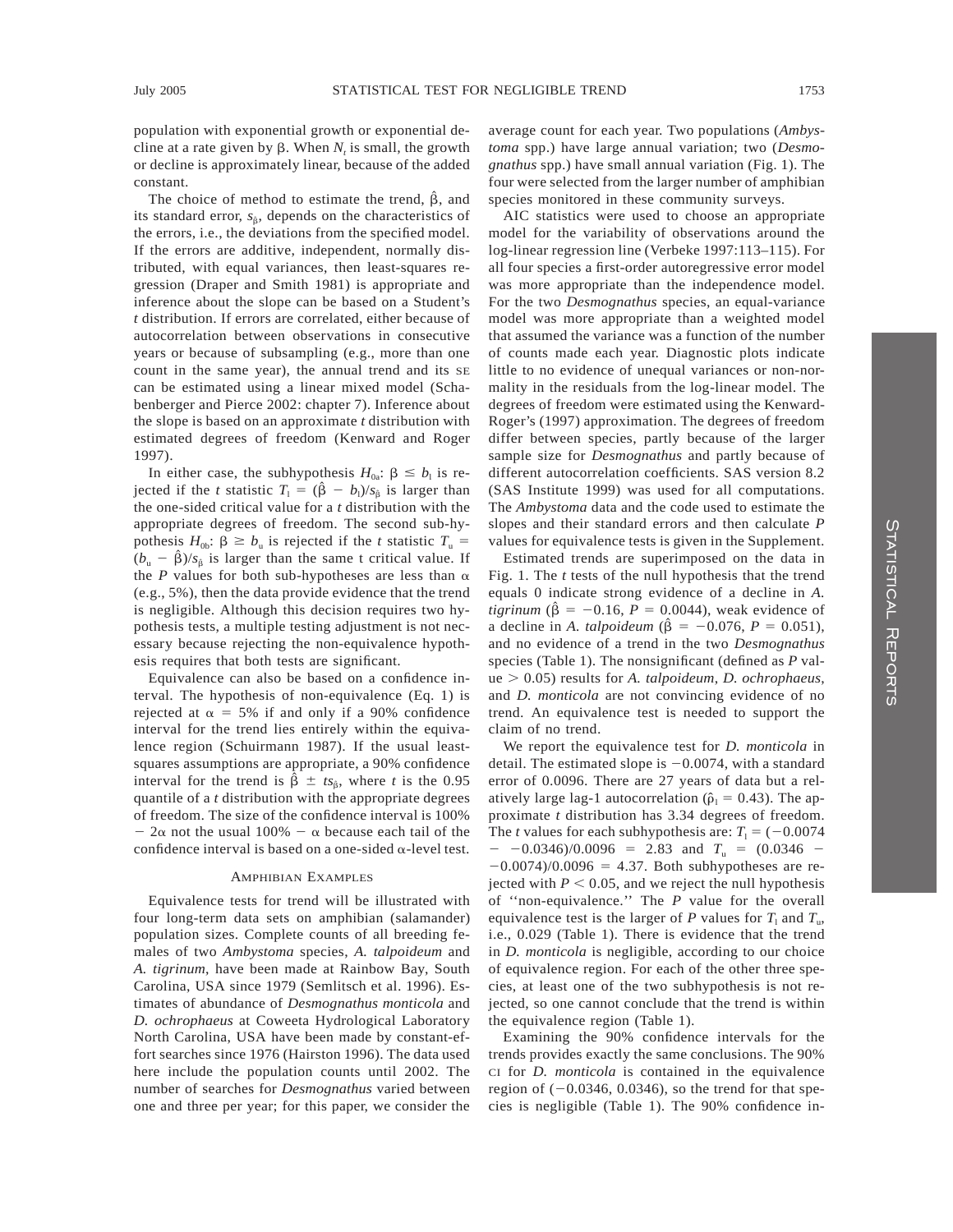population with exponential growth or exponential decline at a rate given by $\beta$. When $N_t$ is small, the growth or decline is approximately linear, because of the added constant.

The choice of method to estimate the trend, $\hat{\beta}$, and its standard error, $s_{\hat{\beta}}$, depends on the characteristics of the errors, i.e., the deviations from the specified model. If the errors are additive, independent, normally distributed, with equal variances, then least-squares regression (Draper and Smith 1981) is appropriate and inference about the slope can be based on a Student's *t* distribution. If errors are correlated, either because of autocorrelation between observations in consecutive years or because of subsampling (e.g., more than one count in the same year), the annual trend and its SE can be estimated using a linear mixed model (Schabenberger and Pierce 2002: chapter 7). Inference about the slope is based on an approximate *t* distribution with estimated degrees of freedom (Kenward and Roger 1997).

In either case, the subhypothesis $H_{0a}$: $\beta \leq b_l$ is rejected if the *t* statistic $T_l = (\hat{\beta} - b_l)/s_{\hat{\beta}}$ is larger than the one-sided critical value for a *t* distribution with the appropriate degrees of freedom. The second sub-hypothesis $H_{0b}$: $\beta \geq b_u$ is rejected if the *t* statistic $T_u = (b_u - \hat{\beta})/s_{\hat{\beta}}$ is larger than the same t critical value. If the *P* values for both sub-hypotheses are less than $\alpha$ (e.g., 5%), then the data provide evidence that the trend is negligible. Although this decision requires two hypothesis tests, a multiple testing adjustment is not necessary because rejecting the non-equivalence hypothesis requires that both tests are significant.

Equivalence can also be based on a confidence interval. The hypothesis of non-equivalence (Eq. 1) is rejected at $\alpha = 5\%$ if and only if a 90% confidence interval for the trend lies entirely within the equivalence region (Schuirmann 1987). If the usual least-squares assumptions are appropriate, a 90% confidence interval for the trend is $\hat{\beta} \pm ts_{\hat{\beta}}$, where *t* is the 0.95 quantile of a *t* distribution with the appropriate degrees of freedom. The size of the confidence interval is $100\% - 2\alpha$ not the usual $100\% - \alpha$ because each tail of the confidence interval is based on a one-sided $\alpha$-level test.

## Amphibian Examples

Equivalence tests for trend will be illustrated with four long-term data sets on amphibian (salamander) population sizes. Complete counts of all breeding females of two *Ambystoma* species, *A. talpoideum* and *A. tigrinum*, have been made at Rainbow Bay, South Carolina, USA since 1979 (Semlitsch et al. 1996). Estimates of abundance of *Desmognathus monticola* and *D. ochrophaeus* at Coweeta Hydrological Laboratory North Carolina, USA have been made by constant-effort searches since 1976 (Hairston 1996). The data used here include the population counts until 2002. The number of searches for *Desmognathus* varied between one and three per year; for this paper, we consider the average count for each year. Two populations (*Ambystoma* spp.) have large annual variation; two (*Desmognathus* spp.) have small annual variation (Fig. 1). The four were selected from the larger number of amphibian species monitored in these community surveys.

AIC statistics were used to choose an appropriate model for the variability of observations around the log-linear regression line (Verbeke 1997:113–115). For all four species a first-order autoregressive error model was more appropriate than the independence model. For the two *Desmognathus* species, an equal-variance model was more appropriate than a weighted model that assumed the variance was a function of the number of counts made each year. Diagnostic plots indicate little to no evidence of unequal variances or non-normality in the residuals from the log-linear model. The degrees of freedom were estimated using the Kenward-Roger's (1997) approximation. The degrees of freedom differ between species, partly because of the larger sample size for *Desmognathus* and partly because of different autocorrelation coefficients. SAS version 8.2 (SAS Institute 1999) was used for all computations. The *Ambystoma* data and the code used to estimate the slopes and their standard errors and then calculate *P* values for equivalence tests is given in the Supplement.

Estimated trends are superimposed on the data in Fig. 1. The *t* tests of the null hypothesis that the trend equals 0 indicate strong evidence of a decline in *A. tigrinum* ($\hat{\beta} = -0.16$, $P = 0.0044$), weak evidence of a decline in *A. talpoideum* ($\hat{\beta} = -0.076$, $P = 0.051$), and no evidence of a trend in the two *Desmognathus* species (Table 1). The nonsignificant (defined as $P$ value $> 0.05$) results for *A. talpoideum*, *D. ochrophaeus*, and *D. monticola* are not convincing evidence of no trend. An equivalence test is needed to support the claim of no trend.

We report the equivalence test for *D. monticola* in detail. The estimated slope is $-0.0074$, with a standard error of 0.0096. There are 27 years of data but a relatively large lag-1 autocorrelation ($\hat{\rho}_1 = 0.43$). The approximate *t* distribution has 3.34 degrees of freedom. The *t* values for each subhypothesis are: $T_l = (-0.0074 - -0.0346)/0.0096 = 2.83$ and $T_u = (0.0346 - -0.0074)/0.0096 = 4.37$. Both subhypotheses are rejected with $P < 0.05$, and we reject the null hypothesis of ''non-equivalence.'' The *P* value for the overall equivalence test is the larger of *P* values for $T_l$ and $T_u$, i.e., 0.029 (Table 1). There is evidence that the trend in *D. monticola* is negligible, according to our choice of equivalence region. For each of the other three species, at least one of the two subhypothesis is not rejected, so one cannot conclude that the trend is within the equivalence region (Table 1).

Examining the 90% confidence intervals for the trends provides exactly the same conclusions. The 90% CI for *D. monticola* is contained in the equivalence region of $(-0.0346, 0.0346)$, so the trend for that species is negligible (Table 1). The 90% confidence in-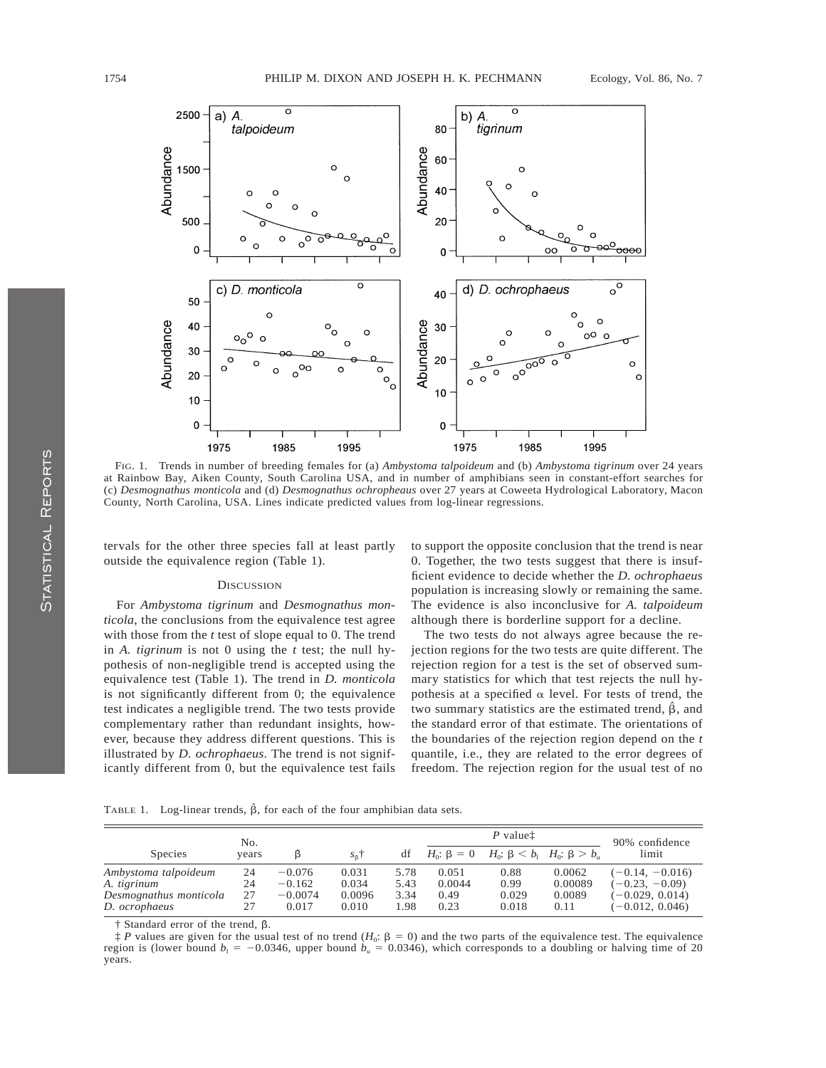FIG. 1. Trends in number of breeding females for (a) *Ambystoma talpoideum* and (b) *Ambystoma tigrinum* over 24 years at Rainbow Bay, Aiken County, South Carolina USA, and in number of amphibians seen in constant-effort searches for (c) *Desmognathus monticola* and (d) *Desmognathus ochropheaus* over 27 years at Coweeta Hydrological Laboratory, Macon County, North Carolina, USA. Lines indicate predicted values from log-linear regressions.

tervals for the other three species fall at least partly outside the equivalence region (Table 1).

## DISCUSSION

For *Ambystoma tigrinum* and *Desmognathus monticola*, the conclusions from the equivalence test agree with those from the *t* test of slope equal to 0. The trend in *A. tigrinum* is not 0 using the *t* test; the null hypothesis of non-negligible trend is accepted using the equivalence test (Table 1). The trend in *D. monticola* is not significantly different from 0; the equivalence test indicates a negligible trend. The two tests provide complementary rather than redundant insights, however, because they address different questions. This is illustrated by *D. ochrophaeus*. The trend is not significantly different from 0, but the equivalence test fails to support the opposite conclusion that the trend is near 0. Together, the two tests suggest that there is insufficient evidence to decide whether the *D. ochrophaeus* population is increasing slowly or remaining the same. The evidence is also inconclusive for *A. talpoideum* although there is borderline support for a decline.

The two tests do not always agree because the rejection regions for the two tests are quite different. The rejection region for a test is the set of observed summary statistics for which that test rejects the null hypothesis at a specified $\alpha$ level. For tests of trend, the two summary statistics are the estimated trend, $\hat{\beta}$, and the standard error of that estimate. The orientations of the boundaries of the rejection region depend on the *t* quantile, i.e., they are related to the error degrees of freedom. The rejection region for the usual test of no

TABLE 1. Log-linear trends, $\hat{\beta}$, for each of the four amphibian data sets.

| Species | No. years | $\beta$ | $s_\beta$† | df | *P* value‡ | | | 90% confidence limit |
|---|---|---|---|---|---|---|---|---|
| | | | | | $H_0$: $\beta = 0$ | $H_0$: $\beta < b_l$ | $H_0$: $\beta > b_u$ | |
| *Ambystoma talpoideum* | 24 | −0.076 | 0.031 | 5.78 | 0.051 | 0.88 | 0.0062 | (−0.14, −0.016) |
| *A. tigrinum* | 24 | −0.162 | 0.034 | 5.43 | 0.0044 | 0.99 | 0.00089 | (−0.23, −0.09) |
| *Desmognathus monticola* | 27 | −0.0074 | 0.0096 | 3.34 | 0.49 | 0.029 | 0.0089 | (−0.029, 0.014) |
| *D. ocrophaeus* | 27 | 0.017 | 0.010 | 1.98 | 0.23 | 0.018 | 0.11 | (−0.012, 0.046) |

† Standard error of the trend, $\beta$.

‡ *P* values are given for the usual test of no trend ($H_0$: $\beta = 0$) and the two parts of the equivalence test. The equivalence region is (lower bound $b_l = -0.0346$, upper bound $b_u = 0.0346$), which corresponds to a doubling or halving time of 20 years.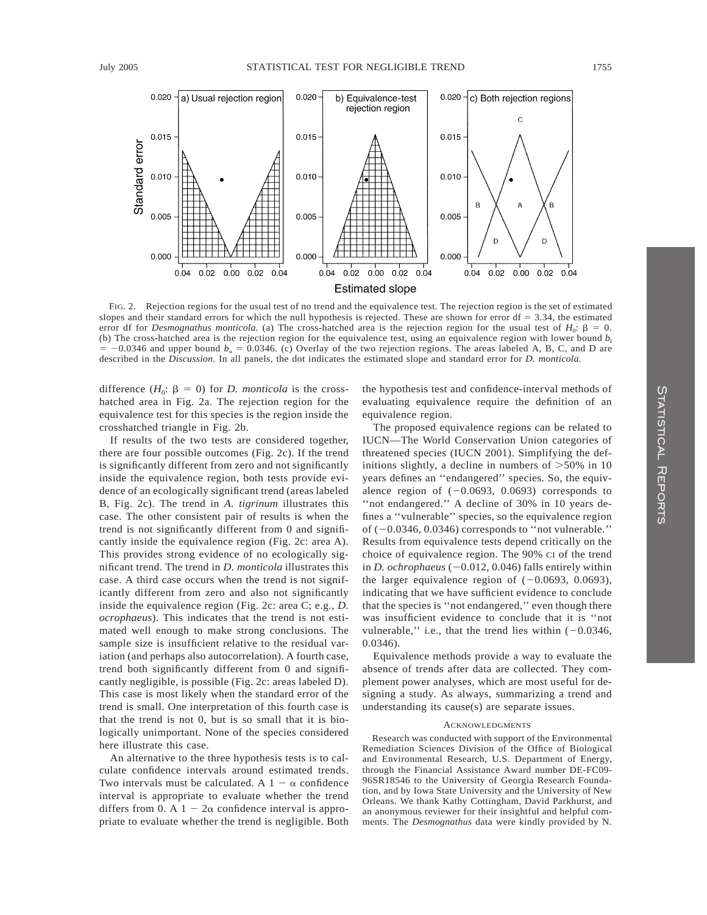FIG. 2. Rejection regions for the usual test of no trend and the equivalence test. The rejection region is the set of estimated slopes and their standard errors for which the null hypothesis is rejected. These are shown for error df = 3.34, the estimated error df for *Desmognathus monticola*. (a) The cross-hatched area is the rejection region for the usual test of $H_0$: $\beta = 0$. (b) The cross-hatched area is the rejection region for the equivalence test, using an equivalence region with lower bound $b_l = -0.0346$ and upper bound $b_u = 0.0346$. (c) Overlay of the two rejection regions. The areas labeled A, B, C, and D are described in the *Discussion*. In all panels, the dot indicates the estimated slope and standard error for *D. monticola*.

difference ($H_0$: $\beta = 0$) for *D. monticola* is the crosshatched area in Fig. 2a. The rejection region for the equivalence test for this species is the region inside the crosshatched triangle in Fig. 2b.

If results of the two tests are considered together, there are four possible outcomes (Fig. 2c). If the trend is significantly different from zero and not significantly inside the equivalence region, both tests provide evidence of an ecologically significant trend (areas labeled B, Fig. 2c). The trend in *A. tigrinum* illustrates this case. The other consistent pair of results is when the trend is not significantly different from 0 and significantly inside the equivalence region (Fig. 2c: area A). This provides strong evidence of no ecologically significant trend. The trend in *D. monticola* illustrates this case. A third case occurs when the trend is not significantly different from zero and also not significantly inside the equivalence region (Fig. 2c: area C; e.g., *D. ocrophaeus*). This indicates that the trend is not estimated well enough to make strong conclusions. The sample size is insufficient relative to the residual variation (and perhaps also autocorrelation). A fourth case, trend both significantly different from 0 and significantly negligible, is possible (Fig. 2c: areas labeled D). This case is most likely when the standard error of the trend is small. One interpretation of this fourth case is that the trend is not 0, but is so small that it is biologically unimportant. None of the species considered here illustrate this case.

An alternative to the three hypothesis tests is to calculate confidence intervals around estimated trends. Two intervals must be calculated. A $1 - \alpha$ confidence interval is appropriate to evaluate whether the trend differs from 0. A $1 - 2\alpha$ confidence interval is appropriate to evaluate whether the trend is negligible. Both the hypothesis test and confidence-interval methods of evaluating equivalence require the definition of an equivalence region.

The proposed equivalence regions can be related to IUCN—The World Conservation Union categories of threatened species (IUCN 2001). Simplifying the definitions slightly, a decline in numbers of >50% in 10 years defines an ''endangered'' species. So, the equivalence region of (−0.0693, 0.0693) corresponds to ''not endangered.'' A decline of 30% in 10 years defines a ''vulnerable'' species, so the equivalence region of (−0.0346, 0.0346) corresponds to ''not vulnerable.'' Results from equivalence tests depend critically on the choice of equivalence region. The 90% CI of the trend in *D. ochrophaeus* (−0.012, 0.046) falls entirely within the larger equivalence region of (−0.0693, 0.0693), indicating that we have sufficient evidence to conclude that the species is ''not endangered,'' even though there was insufficient evidence to conclude that it is ''not vulnerable,'' i.e., that the trend lies within (−0.0346, 0.0346).

Equivalence methods provide a way to evaluate the absence of trends after data are collected. They complement power analyses, which are most useful for designing a study. As always, summarizing a trend and understanding its cause(s) are separate issues.

## ACKNOWLEDGMENTS

Research was conducted with support of the Environmental Remediation Sciences Division of the Office of Biological and Environmental Research, U.S. Department of Energy, through the Financial Assistance Award number DE-FC09-96SR18546 to the University of Georgia Research Foundation, and by Iowa State University and the University of New Orleans. We thank Kathy Cottingham, David Parkhurst, and an anonymous reviewer for their insightful and helpful comments. The *Desmognathus* data were kindly provided by N.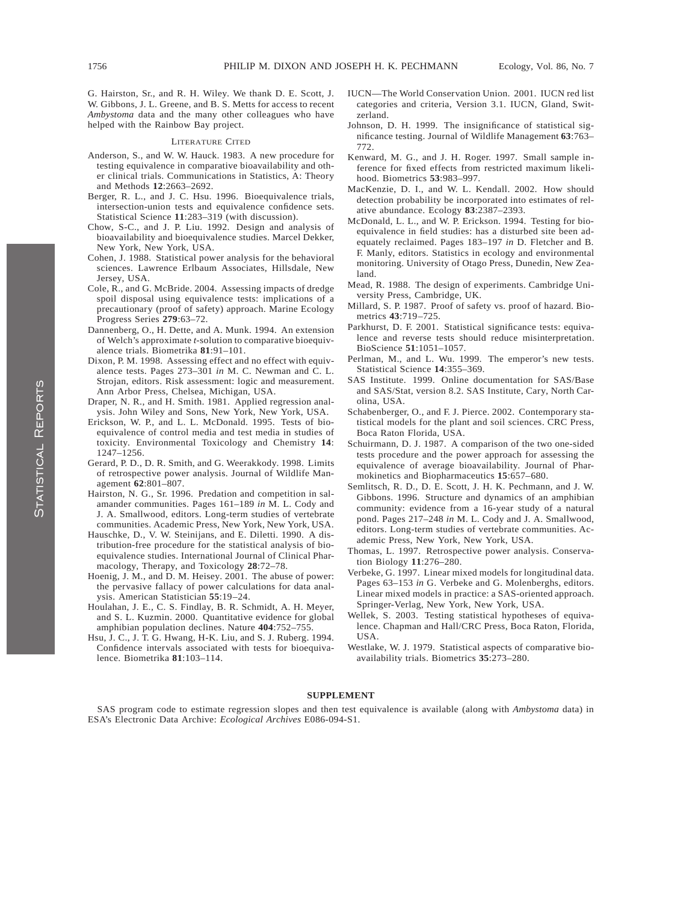G. Hairston, Sr., and R. H. Wiley. We thank D. E. Scott, J. W. Gibbons, J. L. Greene, and B. S. Metts for access to recent *Ambystoma* data and the many other colleagues who have helped with the Rainbow Bay project.

## Literature Cited

Anderson, S., and W. W. Hauck. 1983. A new procedure for testing equivalence in comparative bioavailability and other clinical trials. Communications in Statistics, A: Theory and Methods **12**:2663–2692.

Berger, R. L., and J. C. Hsu. 1996. Bioequivalence trials, intersection-union tests and equivalence confidence sets. Statistical Science **11**:283–319 (with discussion).

Chow, S-C., and J. P. Liu. 1992. Design and analysis of bioavailability and bioequivalence studies. Marcel Dekker, New York, New York, USA.

Cohen, J. 1988. Statistical power analysis for the behavioral sciences. Lawrence Erlbaum Associates, Hillsdale, New Jersey, USA.

Cole, R., and G. McBride. 2004. Assessing impacts of dredge spoil disposal using equivalence tests: implications of a precautionary (proof of safety) approach. Marine Ecology Progress Series **279**:63–72.

Dannenberg, O., H. Dette, and A. Munk. 1994. An extension of Welch's approximate *t*-solution to comparative bioequivalence trials. Biometrika **81**:91–101.

Dixon, P. M. 1998. Assessing effect and no effect with equivalence tests. Pages 273–301 *in* M. C. Newman and C. L. Strojan, editors. Risk assessment: logic and measurement. Ann Arbor Press, Chelsea, Michigan, USA.

Draper, N. R., and H. Smith. 1981. Applied regression analysis. John Wiley and Sons, New York, New York, USA.

Erickson, W. P., and L. L. McDonald. 1995. Tests of bioequivalence of control media and test media in studies of toxicity. Environmental Toxicology and Chemistry **14**: 1247–1256.

Gerard, P. D., D. R. Smith, and G. Weerakkody. 1998. Limits of retrospective power analysis. Journal of Wildlife Management **62**:801–807.

Hairston, N. G., Sr. 1996. Predation and competition in salamander communities. Pages 161–189 *in* M. L. Cody and J. A. Smallwood, editors. Long-term studies of vertebrate communities. Academic Press, New York, New York, USA.

Hauschke, D., V. W. Steinijans, and E. Diletti. 1990. A distribution-free procedure for the statistical analysis of bioequivalence studies. International Journal of Clinical Pharmacology, Therapy, and Toxicology **28**:72–78.

Hoenig, J. M., and D. M. Heisey. 2001. The abuse of power: the pervasive fallacy of power calculations for data analysis. American Statistician **55**:19–24.

Houlahan, J. E., C. S. Findlay, B. R. Schmidt, A. H. Meyer, and S. L. Kuzmin. 2000. Quantitative evidence for global amphibian population declines. Nature **404**:752–755.

Hsu, J. C., J. T. G. Hwang, H-K. Liu, and S. J. Ruberg. 1994. Confidence intervals associated with tests for bioequivalence. Biometrika **81**:103–114.

IUCN—The World Conservation Union. 2001. IUCN red list categories and criteria, Version 3.1. IUCN, Gland, Switzerland.

Johnson, D. H. 1999. The insignificance of statistical significance testing. Journal of Wildlife Management **63**:763–772.

Kenward, M. G., and J. H. Roger. 1997. Small sample inference for fixed effects from restricted maximum likelihood. Biometrics **53**:983–997.

MacKenzie, D. I., and W. L. Kendall. 2002. How should detection probability be incorporated into estimates of relative abundance. Ecology **83**:2387–2393.

McDonald, L. L., and W. P. Erickson. 1994. Testing for bioequivalence in field studies: has a disturbed site been adequately reclaimed. Pages 183–197 *in* D. Fletcher and B. F. Manly, editors. Statistics in ecology and environmental monitoring. University of Otago Press, Dunedin, New Zealand.

Mead, R. 1988. The design of experiments. Cambridge University Press, Cambridge, UK.

Millard, S. P. 1987. Proof of safety vs. proof of hazard. Biometrics **43**:719–725.

Parkhurst, D. F. 2001. Statistical significance tests: equivalence and reverse tests should reduce misinterpretation. BioScience **51**:1051–1057.

Perlman, M., and L. Wu. 1999. The emperor's new tests. Statistical Science **14**:355–369.

SAS Institute. 1999. Online documentation for SAS/Base and SAS/Stat, version 8.2. SAS Institute, Cary, North Carolina, USA.

Schabenberger, O., and F. J. Pierce. 2002. Contemporary statistical models for the plant and soil sciences. CRC Press, Boca Raton Florida, USA.

Schuirmann, D. J. 1987. A comparison of the two one-sided tests procedure and the power approach for assessing the equivalence of average bioavailability. Journal of Pharmokinetics and Biopharmaceutics **15**:657–680.

Semlitsch, R. D., D. E. Scott, J. H. K. Pechmann, and J. W. Gibbons. 1996. Structure and dynamics of an amphibian community: evidence from a 16-year study of a natural pond. Pages 217–248 *in* M. L. Cody and J. A. Smallwood, editors. Long-term studies of vertebrate communities. Academic Press, New York, New York, USA.

Thomas, L. 1997. Retrospective power analysis. Conservation Biology **11**:276–280.

Verbeke, G. 1997. Linear mixed models for longitudinal data. Pages 63–153 *in* G. Verbeke and G. Molenberghs, editors. Linear mixed models in practice: a SAS-oriented approach. Springer-Verlag, New York, New York, USA.

Wellek, S. 2003. Testing statistical hypotheses of equivalence. Chapman and Hall/CRC Press, Boca Raton, Florida, USA.

Westlake, W. J. 1979. Statistical aspects of comparative bioavailability trials. Biometrics **35**:273–280.

## SUPPLEMENT

SAS program code to estimate regression slopes and then test equivalence is available (along with *Ambystoma* data) in ESA's Electronic Data Archive: *Ecological Archives* E086-094-S1.